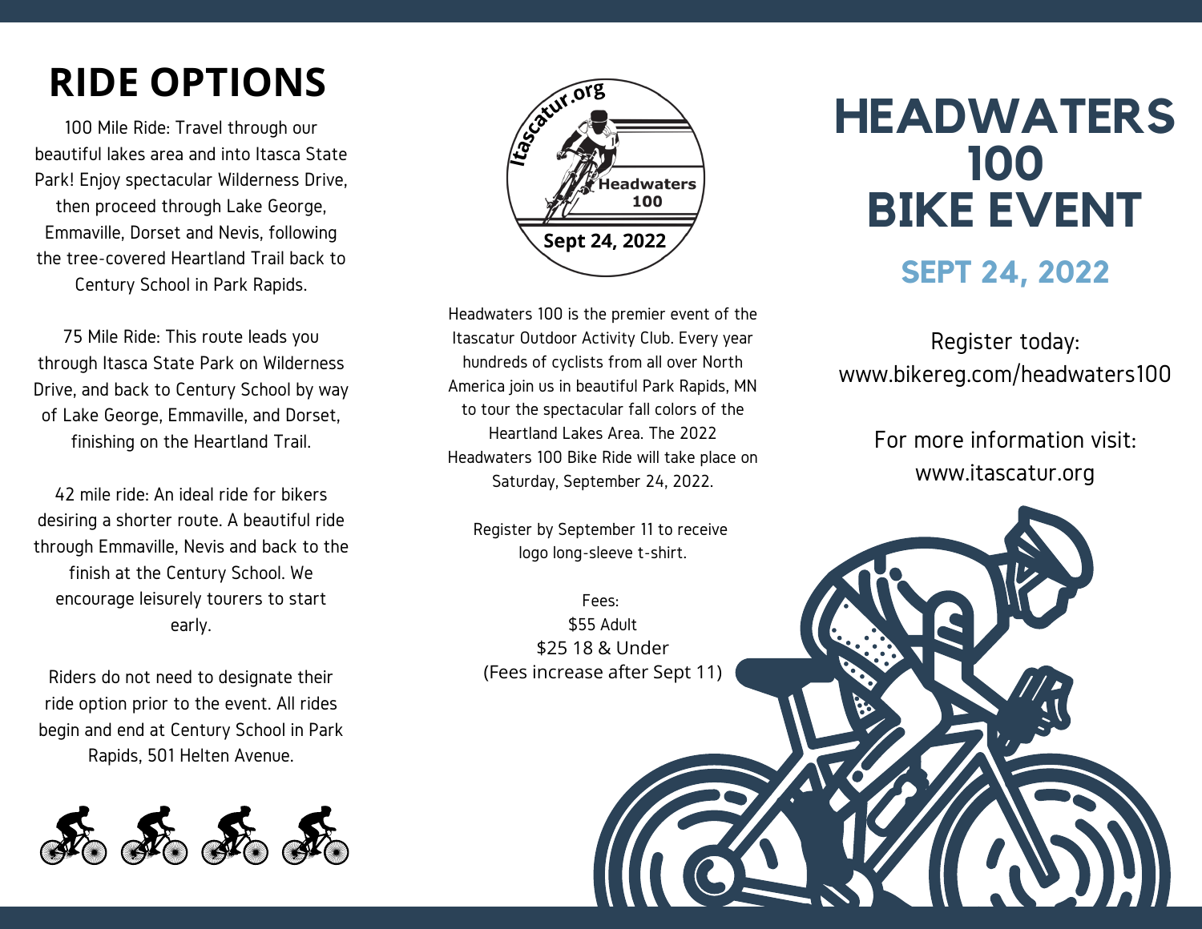# RIDE OPTIONS

100 Mile Ride: Travel through our beautiful lakes area and into Itasca State Park! Enjoy spectacular Wilderness Drive, then proceed through Lake George, Emmaville, Dorset and Nevis, following the tree-covered Heartland Trail back to Century School in Park Rapids.

75 Mile Ride: This route leads you through Itasca State Park on Wilderness Drive, and back to Century School by way of Lake George, Emmaville, and Dorset, finishing on the Heartland Trail.

42 mile ride: An ideal ride for bikers desiring a shorter route. A beautiful ride through Emmaville, Nevis and back to the finish at the Century School. We encourage leisurely tourers to start early.

Riders do not need to designate their ride option prior to the event. All rides begin and end at Century School in Park Rapids, 501 Helten Avenue.

Itascatur.org

Headwaters 100

Sept 24, 2022

Headwaters 100 is the premier event of the Itascatur Outdoor Activity Club. Every year hundreds of cyclists from all over North America join us in beautiful Park Rapids, MN to tour the spectacular fall colors of the Heartland Lakes Area. The 2022 Headwaters 100 Bike Ride will take place on Saturday, September 24, 2022.

Register by September 11 to receive logo long-sleeve t-shirt.

Fees:
$55 Adult
$25 18 & Under
(Fees increase after Sept 11)

# HEADWATERS 100 BIKE EVENT

## SEPT 24, 2022

Register today:
www.bikereg.com/headwaters100

For more information visit:
www.itascatur.org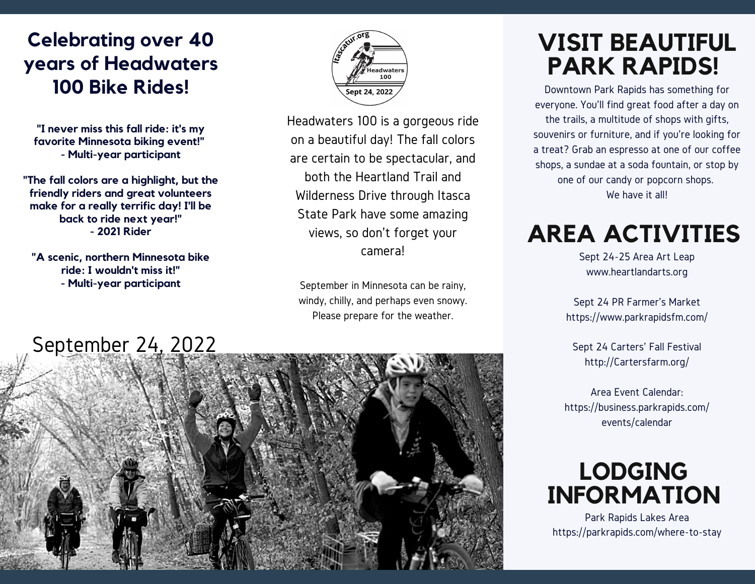## Celebrating over 40 years of Headwaters 100 Bike Rides!

**"I never miss this fall ride: it's my favorite Minnesota biking event!"**
**- Multi-year participant**

**"The fall colors are a highlight, but the friendly riders and great volunteers make for a really terrific day! I'll be back to ride next year!"**
**- 2021 Rider**

**"A scenic, northern Minnesota bike ride: I wouldn't miss it!"**
**- Multi-year participant**

Itascatur.org
Headwaters 100
Sept 24, 2022

Headwaters 100 is a gorgeous ride on a beautiful day! The fall colors are certain to be spectacular, and both the Heartland Trail and Wilderness Drive through Itasca State Park have some amazing views, so don't forget your camera!

September in Minnesota can be rainy, windy, chilly, and perhaps even snowy. Please prepare for the weather.

September 24, 2022

# VISIT BEAUTIFUL PARK RAPIDS!

Downtown Park Rapids has something for everyone. You'll find great food after a day on the trails, a multitude of shops with gifts, souvenirs or furniture, and if you're looking for a treat? Grab an espresso at one of our coffee shops, a sundae at a soda fountain, or stop by one of our candy or popcorn shops.
We have it all!

# AREA ACTIVITIES

Sept 24-25 Area Art Leap
www.heartlandarts.org

Sept 24 PR Farmer's Market
https://www.parkrapidsfm.com/

Sept 24 Carters' Fall Festival
http://Cartersfarm.org/

Area Event Calendar:
https://business.parkrapids.com/events/calendar

# LODGING INFORMATION

Park Rapids Lakes Area
https://parkrapids.com/where-to-stay